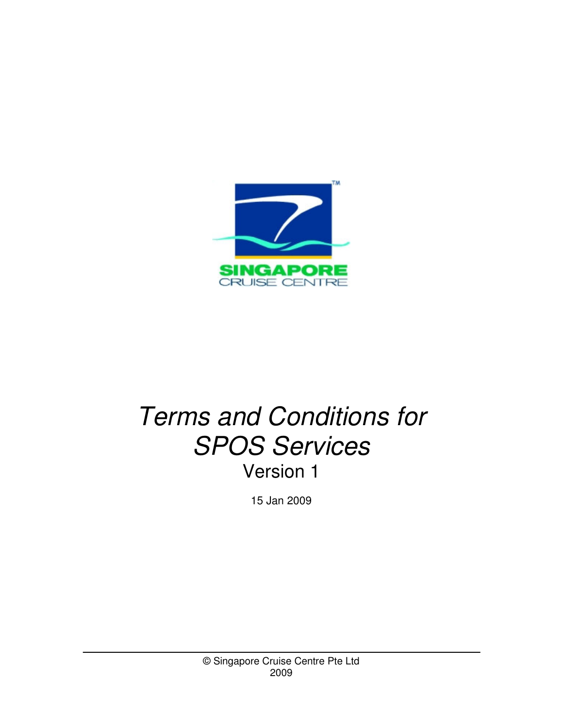SINGAPORE CRUISE CENTRE

# *Terms and Conditions for SPOS Services*

Version 1

15 Jan 2009

© Singapore Cruise Centre Pte Ltd
2009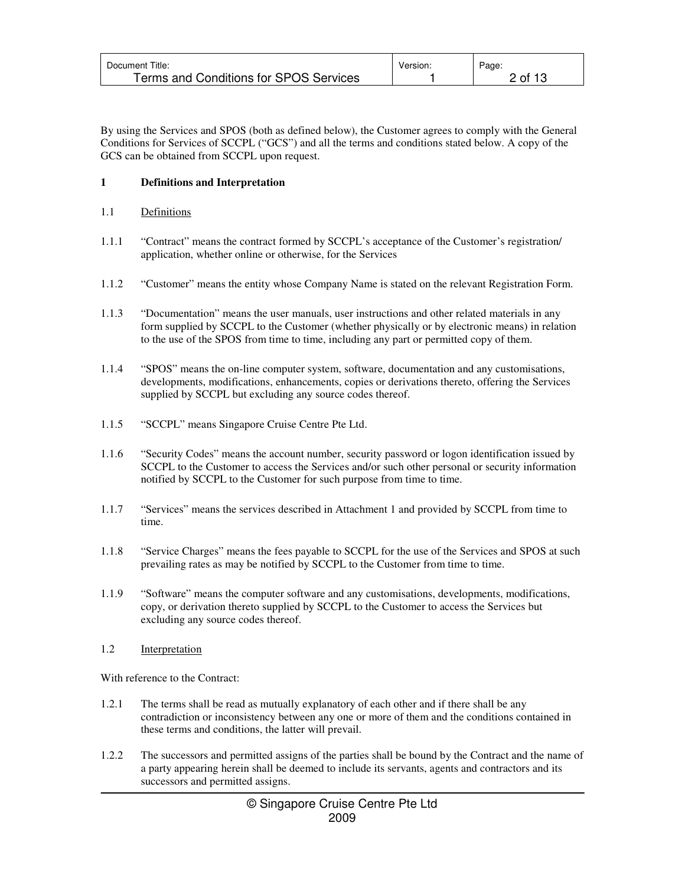By using the Services and SPOS (both as defined below), the Customer agrees to comply with the General Conditions for Services of SCCPL ("GCS") and all the terms and conditions stated below. A copy of the GCS can be obtained from SCCPL upon request.

**1 Definitions and Interpretation**

1.1 Definitions

1.1.1 "Contract" means the contract formed by SCCPL's acceptance of the Customer's registration/ application, whether online or otherwise, for the Services

1.1.2 "Customer" means the entity whose Company Name is stated on the relevant Registration Form.

1.1.3 "Documentation" means the user manuals, user instructions and other related materials in any form supplied by SCCPL to the Customer (whether physically or by electronic means) in relation to the use of the SPOS from time to time, including any part or permitted copy of them.

1.1.4 "SPOS" means the on-line computer system, software, documentation and any customisations, developments, modifications, enhancements, copies or derivations thereto, offering the Services supplied by SCCPL but excluding any source codes thereof.

1.1.5 "SCCPL" means Singapore Cruise Centre Pte Ltd.

1.1.6 "Security Codes" means the account number, security password or logon identification issued by SCCPL to the Customer to access the Services and/or such other personal or security information notified by SCCPL to the Customer for such purpose from time to time.

1.1.7 "Services" means the services described in Attachment 1 and provided by SCCPL from time to time.

1.1.8 "Service Charges" means the fees payable to SCCPL for the use of the Services and SPOS at such prevailing rates as may be notified by SCCPL to the Customer from time to time.

1.1.9 "Software" means the computer software and any customisations, developments, modifications, copy, or derivation thereto supplied by SCCPL to the Customer to access the Services but excluding any source codes thereof.

1.2 Interpretation

With reference to the Contract:

1.2.1 The terms shall be read as mutually explanatory of each other and if there shall be any contradiction or inconsistency between any one or more of them and the conditions contained in these terms and conditions, the latter will prevail.

1.2.2 The successors and permitted assigns of the parties shall be bound by the Contract and the name of a party appearing herein shall be deemed to include its servants, agents and contractors and its successors and permitted assigns.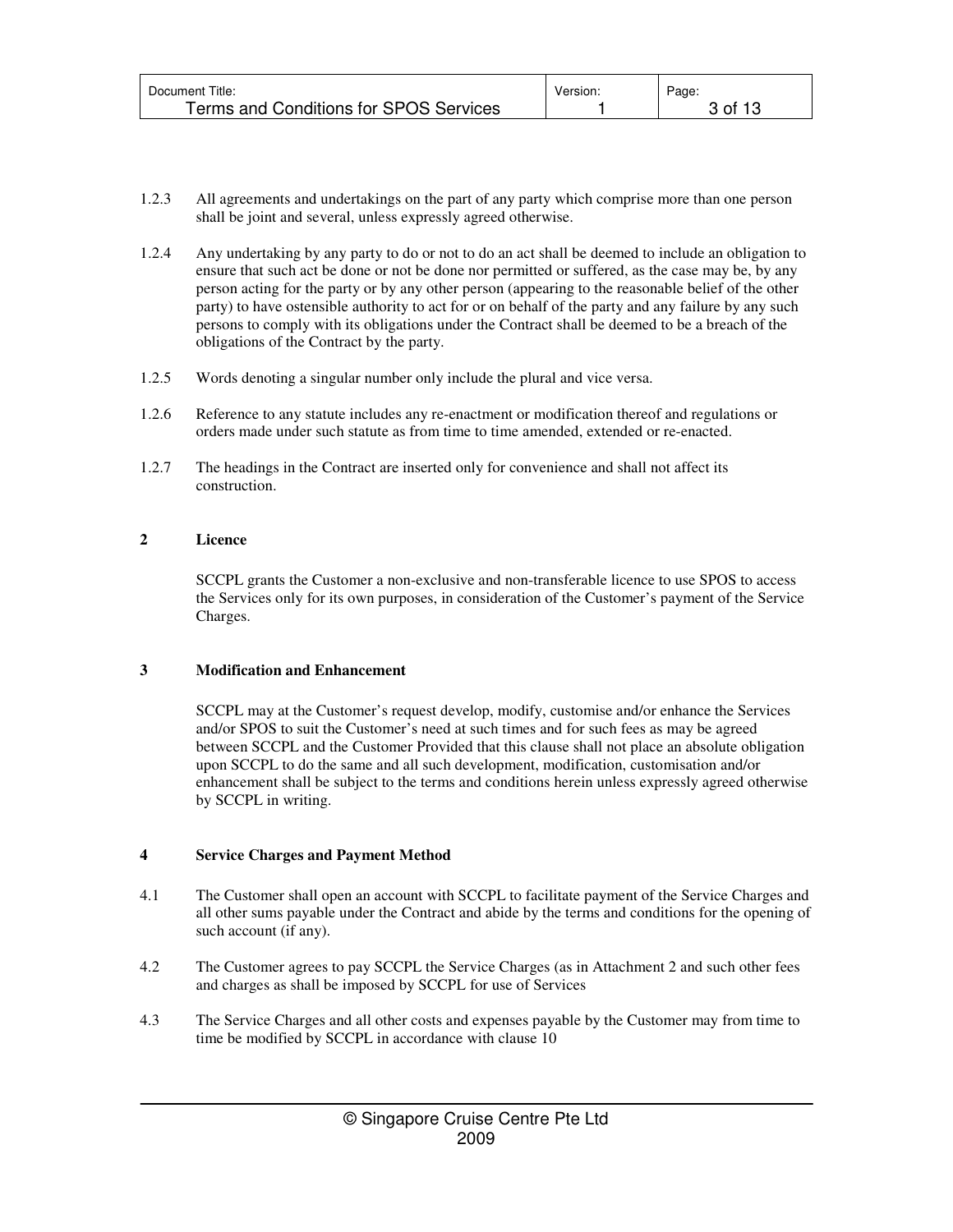1.2.3 All agreements and undertakings on the part of any party which comprise more than one person shall be joint and several, unless expressly agreed otherwise.

1.2.4 Any undertaking by any party to do or not to do an act shall be deemed to include an obligation to ensure that such act be done or not be done nor permitted or suffered, as the case may be, by any person acting for the party or by any other person (appearing to the reasonable belief of the other party) to have ostensible authority to act for or on behalf of the party and any failure by any such persons to comply with its obligations under the Contract shall be deemed to be a breach of the obligations of the Contract by the party.

1.2.5 Words denoting a singular number only include the plural and vice versa.

1.2.6 Reference to any statute includes any re-enactment or modification thereof and regulations or orders made under such statute as from time to time amended, extended or re-enacted.

1.2.7 The headings in the Contract are inserted only for convenience and shall not affect its construction.

## 2 Licence

SCCPL grants the Customer a non-exclusive and non-transferable licence to use SPOS to access the Services only for its own purposes, in consideration of the Customer's payment of the Service Charges.

## 3 Modification and Enhancement

SCCPL may at the Customer's request develop, modify, customise and/or enhance the Services and/or SPOS to suit the Customer's need at such times and for such fees as may be agreed between SCCPL and the Customer Provided that this clause shall not place an absolute obligation upon SCCPL to do the same and all such development, modification, customisation and/or enhancement shall be subject to the terms and conditions herein unless expressly agreed otherwise by SCCPL in writing.

## 4 Service Charges and Payment Method

4.1 The Customer shall open an account with SCCPL to facilitate payment of the Service Charges and all other sums payable under the Contract and abide by the terms and conditions for the opening of such account (if any).

4.2 The Customer agrees to pay SCCPL the Service Charges (as in Attachment 2 and such other fees and charges as shall be imposed by SCCPL for use of Services

4.3 The Service Charges and all other costs and expenses payable by the Customer may from time to time be modified by SCCPL in accordance with clause 10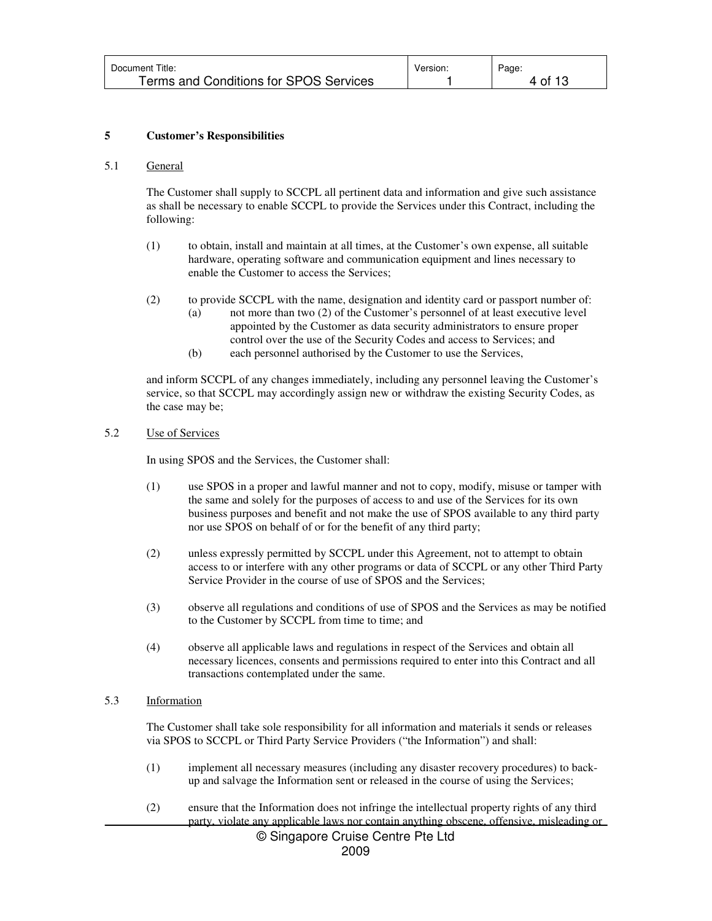**5 Customer's Responsibilities**

5.1 General

The Customer shall supply to SCCPL all pertinent data and information and give such assistance as shall be necessary to enable SCCPL to provide the Services under this Contract, including the following:

(1) to obtain, install and maintain at all times, at the Customer's own expense, all suitable hardware, operating software and communication equipment and lines necessary to enable the Customer to access the Services;

(2) to provide SCCPL with the name, designation and identity card or passport number of:

  (a) not more than two (2) of the Customer's personnel of at least executive level appointed by the Customer as data security administrators to ensure proper control over the use of the Security Codes and access to Services; and

  (b) each personnel authorised by the Customer to use the Services,

and inform SCCPL of any changes immediately, including any personnel leaving the Customer's service, so that SCCPL may accordingly assign new or withdraw the existing Security Codes, as the case may be;

5.2 Use of Services

In using SPOS and the Services, the Customer shall:

(1) use SPOS in a proper and lawful manner and not to copy, modify, misuse or tamper with the same and solely for the purposes of access to and use of the Services for its own business purposes and benefit and not make the use of SPOS available to any third party nor use SPOS on behalf of or for the benefit of any third party;

(2) unless expressly permitted by SCCPL under this Agreement, not to attempt to obtain access to or interfere with any other programs or data of SCCPL or any other Third Party Service Provider in the course of use of SPOS and the Services;

(3) observe all regulations and conditions of use of SPOS and the Services as may be notified to the Customer by SCCPL from time to time; and

(4) observe all applicable laws and regulations in respect of the Services and obtain all necessary licences, consents and permissions required to enter into this Contract and all transactions contemplated under the same.

5.3 Information

The Customer shall take sole responsibility for all information and materials it sends or releases via SPOS to SCCPL or Third Party Service Providers ("the Information") and shall:

(1) implement all necessary measures (including any disaster recovery procedures) to back-up and salvage the Information sent or released in the course of using the Services;

(2) ensure that the Information does not infringe the intellectual property rights of any third party, violate any applicable laws nor contain anything obscene, offensive, misleading or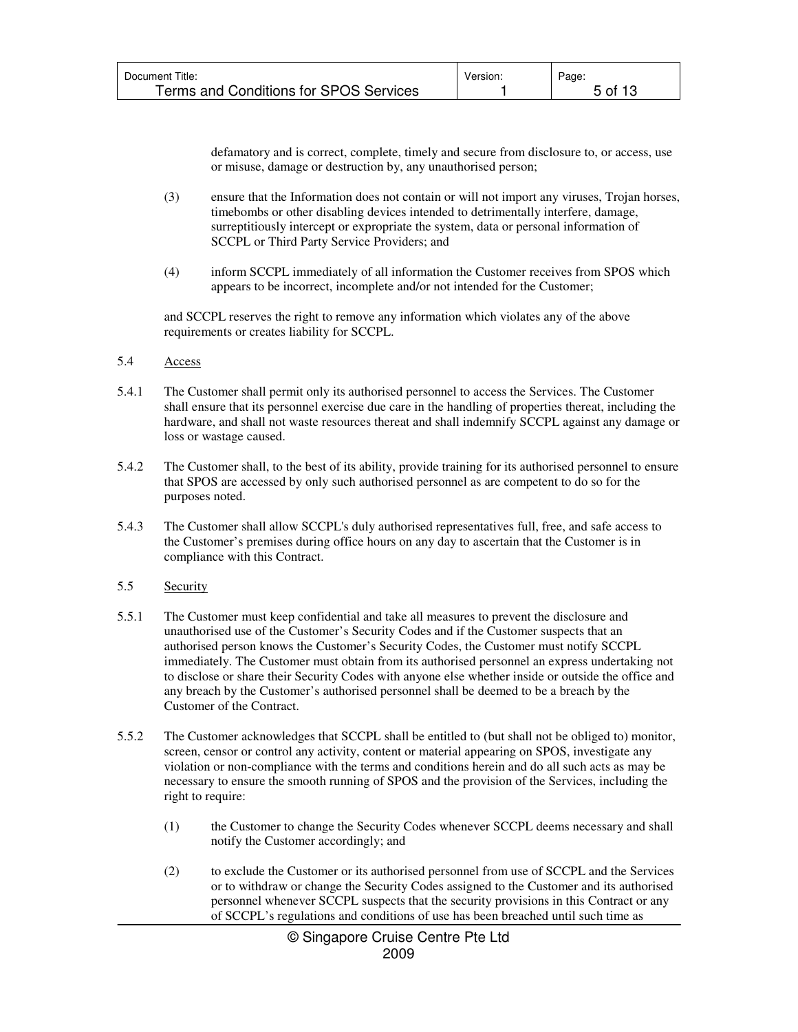defamatory and is correct, complete, timely and secure from disclosure to, or access, use or misuse, damage or destruction by, any unauthorised person;

(3) ensure that the Information does not contain or will not import any viruses, Trojan horses, timebombs or other disabling devices intended to detrimentally interfere, damage, surreptitiously intercept or expropriate the system, data or personal information of SCCPL or Third Party Service Providers; and

(4) inform SCCPL immediately of all information the Customer receives from SPOS which appears to be incorrect, incomplete and/or not intended for the Customer;

and SCCPL reserves the right to remove any information which violates any of the above requirements or creates liability for SCCPL.

5.4 Access

5.4.1 The Customer shall permit only its authorised personnel to access the Services. The Customer shall ensure that its personnel exercise due care in the handling of properties thereat, including the hardware, and shall not waste resources thereat and shall indemnify SCCPL against any damage or loss or wastage caused.

5.4.2 The Customer shall, to the best of its ability, provide training for its authorised personnel to ensure that SPOS are accessed by only such authorised personnel as are competent to do so for the purposes noted.

5.4.3 The Customer shall allow SCCPL's duly authorised representatives full, free, and safe access to the Customer's premises during office hours on any day to ascertain that the Customer is in compliance with this Contract.

5.5 Security

5.5.1 The Customer must keep confidential and take all measures to prevent the disclosure and unauthorised use of the Customer's Security Codes and if the Customer suspects that an authorised person knows the Customer's Security Codes, the Customer must notify SCCPL immediately. The Customer must obtain from its authorised personnel an express undertaking not to disclose or share their Security Codes with anyone else whether inside or outside the office and any breach by the Customer's authorised personnel shall be deemed to be a breach by the Customer of the Contract.

5.5.2 The Customer acknowledges that SCCPL shall be entitled to (but shall not be obliged to) monitor, screen, censor or control any activity, content or material appearing on SPOS, investigate any violation or non-compliance with the terms and conditions herein and do all such acts as may be necessary to ensure the smooth running of SPOS and the provision of the Services, including the right to require:

(1) the Customer to change the Security Codes whenever SCCPL deems necessary and shall notify the Customer accordingly; and

(2) to exclude the Customer or its authorised personnel from use of SCCPL and the Services or to withdraw or change the Security Codes assigned to the Customer and its authorised personnel whenever SCCPL suspects that the security provisions in this Contract or any of SCCPL's regulations and conditions of use has been breached until such time as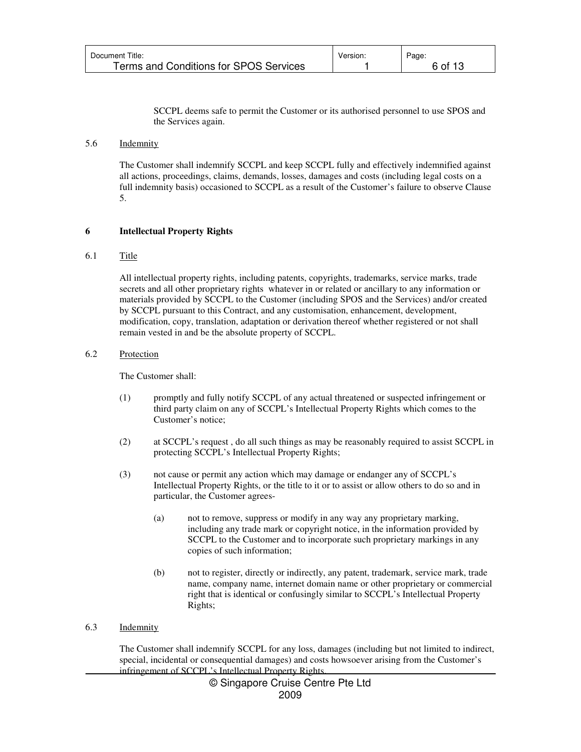SCCPL deems safe to permit the Customer or its authorised personnel to use SPOS and the Services again.

5.6 Indemnity

The Customer shall indemnify SCCPL and keep SCCPL fully and effectively indemnified against all actions, proceedings, claims, demands, losses, damages and costs (including legal costs on a full indemnity basis) occasioned to SCCPL as a result of the Customer's failure to observe Clause 5.

## 6 Intellectual Property Rights

6.1 Title

All intellectual property rights, including patents, copyrights, trademarks, service marks, trade secrets and all other proprietary rights whatever in or related or ancillary to any information or materials provided by SCCPL to the Customer (including SPOS and the Services) and/or created by SCCPL pursuant to this Contract, and any customisation, enhancement, development, modification, copy, translation, adaptation or derivation thereof whether registered or not shall remain vested in and be the absolute property of SCCPL.

6.2 Protection

The Customer shall:

(1) promptly and fully notify SCCPL of any actual threatened or suspected infringement or third party claim on any of SCCPL's Intellectual Property Rights which comes to the Customer's notice;

(2) at SCCPL's request , do all such things as may be reasonably required to assist SCCPL in protecting SCCPL's Intellectual Property Rights;

(3) not cause or permit any action which may damage or endanger any of SCCPL's Intellectual Property Rights, or the title to it or to assist or allow others to do so and in particular, the Customer agrees-

   (a) not to remove, suppress or modify in any way any proprietary marking, including any trade mark or copyright notice, in the information provided by SCCPL to the Customer and to incorporate such proprietary markings in any copies of such information;

   (b) not to register, directly or indirectly, any patent, trademark, service mark, trade name, company name, internet domain name or other proprietary or commercial right that is identical or confusingly similar to SCCPL's Intellectual Property Rights;

6.3 Indemnity

The Customer shall indemnify SCCPL for any loss, damages (including but not limited to indirect, special, incidental or consequential damages) and costs howsoever arising from the Customer's infringement of SCCPL's Intellectual Property Rights.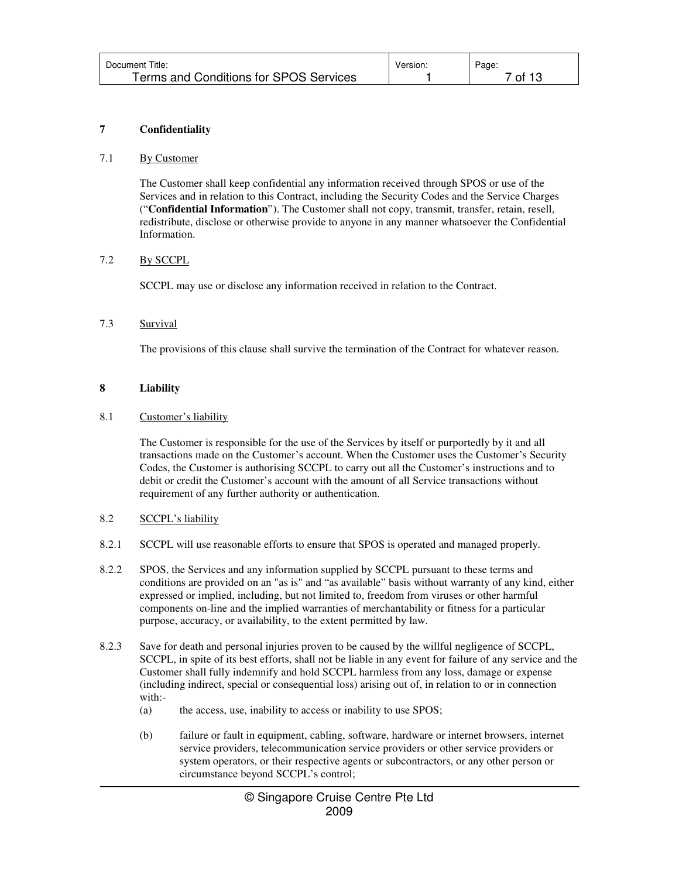## 7 Confidentiality

### 7.1 By Customer

The Customer shall keep confidential any information received through SPOS or use of the Services and in relation to this Contract, including the Security Codes and the Service Charges ("**Confidential Information**"). The Customer shall not copy, transmit, transfer, retain, resell, redistribute, disclose or otherwise provide to anyone in any manner whatsoever the Confidential Information.

### 7.2 By SCCPL

SCCPL may use or disclose any information received in relation to the Contract.

### 7.3 Survival

The provisions of this clause shall survive the termination of the Contract for whatever reason.

## 8 Liability

### 8.1 Customer's liability

The Customer is responsible for the use of the Services by itself or purportedly by it and all transactions made on the Customer's account. When the Customer uses the Customer's Security Codes, the Customer is authorising SCCPL to carry out all the Customer's instructions and to debit or credit the Customer's account with the amount of all Service transactions without requirement of any further authority or authentication.

### 8.2 SCCPL's liability

8.2.1 SCCPL will use reasonable efforts to ensure that SPOS is operated and managed properly.

8.2.2 SPOS, the Services and any information supplied by SCCPL pursuant to these terms and conditions are provided on an "as is" and "as available" basis without warranty of any kind, either expressed or implied, including, but not limited to, freedom from viruses or other harmful components on-line and the implied warranties of merchantability or fitness for a particular purpose, accuracy, or availability, to the extent permitted by law.

8.2.3 Save for death and personal injuries proven to be caused by the willful negligence of SCCPL, SCCPL, in spite of its best efforts, shall not be liable in any event for failure of any service and the Customer shall fully indemnify and hold SCCPL harmless from any loss, damage or expense (including indirect, special or consequential loss) arising out of, in relation to or in connection with:-

(a) the access, use, inability to access or inability to use SPOS;

(b) failure or fault in equipment, cabling, software, hardware or internet browsers, internet service providers, telecommunication service providers or other service providers or system operators, or their respective agents or subcontractors, or any other person or circumstance beyond SCCPL's control;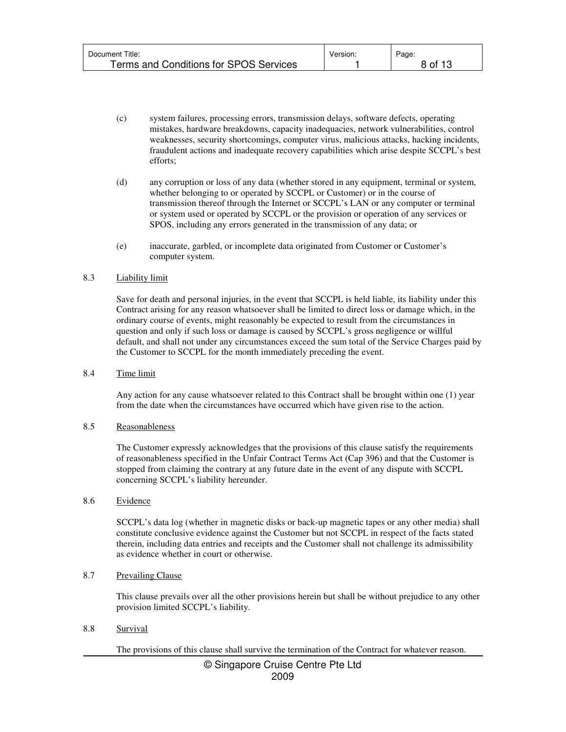(c) system failures, processing errors, transmission delays, software defects, operating mistakes, hardware breakdowns, capacity inadequacies, network vulnerabilities, control weaknesses, security shortcomings, computer virus, malicious attacks, hacking incidents, fraudulent actions and inadequate recovery capabilities which arise despite SCCPL's best efforts;

(d) any corruption or loss of any data (whether stored in any equipment, terminal or system, whether belonging to or operated by SCCPL or Customer) or in the course of transmission thereof through the Internet or SCCPL's LAN or any computer or terminal or system used or operated by SCCPL or the provision or operation of any services or SPOS, including any errors generated in the transmission of any data; or

(e) inaccurate, garbled, or incomplete data originated from Customer or Customer's computer system.

8.3 Liability limit

Save for death and personal injuries, in the event that SCCPL is held liable, its liability under this Contract arising for any reason whatsoever shall be limited to direct loss or damage which, in the ordinary course of events, might reasonably be expected to result from the circumstances in question and only if such loss or damage is caused by SCCPL's gross negligence or willful default, and shall not under any circumstances exceed the sum total of the Service Charges paid by the Customer to SCCPL for the month immediately preceding the event.

8.4 Time limit

Any action for any cause whatsoever related to this Contract shall be brought within one (1) year from the date when the circumstances have occurred which have given rise to the action.

8.5 Reasonableness

The Customer expressly acknowledges that the provisions of this clause satisfy the requirements of reasonableness specified in the Unfair Contract Terms Act (Cap 396) and that the Customer is stopped from claiming the contrary at any future date in the event of any dispute with SCCPL concerning SCCPL's liability hereunder.

8.6 Evidence

SCCPL's data log (whether in magnetic disks or back-up magnetic tapes or any other media) shall constitute conclusive evidence against the Customer but not SCCPL in respect of the facts stated therein, including data entries and receipts and the Customer shall not challenge its admissibility as evidence whether in court or otherwise.

8.7 Prevailing Clause

This clause prevails over all the other provisions herein but shall be without prejudice to any other provision limited SCCPL's liability.

8.8 Survival

The provisions of this clause shall survive the termination of the Contract for whatever reason.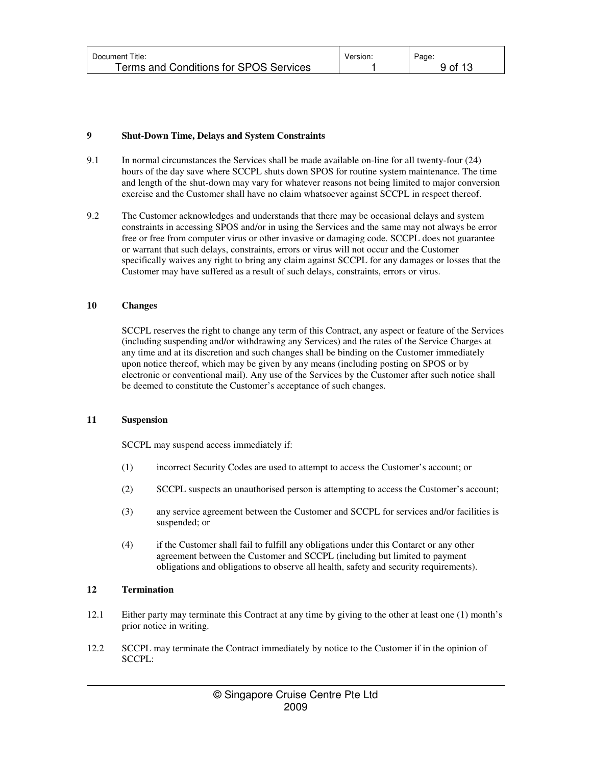## 9 Shut-Down Time, Delays and System Constraints

9.1 In normal circumstances the Services shall be made available on-line for all twenty-four (24) hours of the day save where SCCPL shuts down SPOS for routine system maintenance. The time and length of the shut-down may vary for whatever reasons not being limited to major conversion exercise and the Customer shall have no claim whatsoever against SCCPL in respect thereof.

9.2 The Customer acknowledges and understands that there may be occasional delays and system constraints in accessing SPOS and/or in using the Services and the same may not always be error free or free from computer virus or other invasive or damaging code. SCCPL does not guarantee or warrant that such delays, constraints, errors or virus will not occur and the Customer specifically waives any right to bring any claim against SCCPL for any damages or losses that the Customer may have suffered as a result of such delays, constraints, errors or virus.

## 10 Changes

SCCPL reserves the right to change any term of this Contract, any aspect or feature of the Services (including suspending and/or withdrawing any Services) and the rates of the Service Charges at any time and at its discretion and such changes shall be binding on the Customer immediately upon notice thereof, which may be given by any means (including posting on SPOS or by electronic or conventional mail). Any use of the Services by the Customer after such notice shall be deemed to constitute the Customer's acceptance of such changes.

## 11 Suspension

SCCPL may suspend access immediately if:

(1) incorrect Security Codes are used to attempt to access the Customer's account; or

(2) SCCPL suspects an unauthorised person is attempting to access the Customer's account;

(3) any service agreement between the Customer and SCCPL for services and/or facilities is suspended; or

(4) if the Customer shall fail to fulfill any obligations under this Contarct or any other agreement between the Customer and SCCPL (including but limited to payment obligations and obligations to observe all health, safety and security requirements).

## 12 Termination

12.1 Either party may terminate this Contract at any time by giving to the other at least one (1) month's prior notice in writing.

12.2 SCCPL may terminate the Contract immediately by notice to the Customer if in the opinion of SCCPL: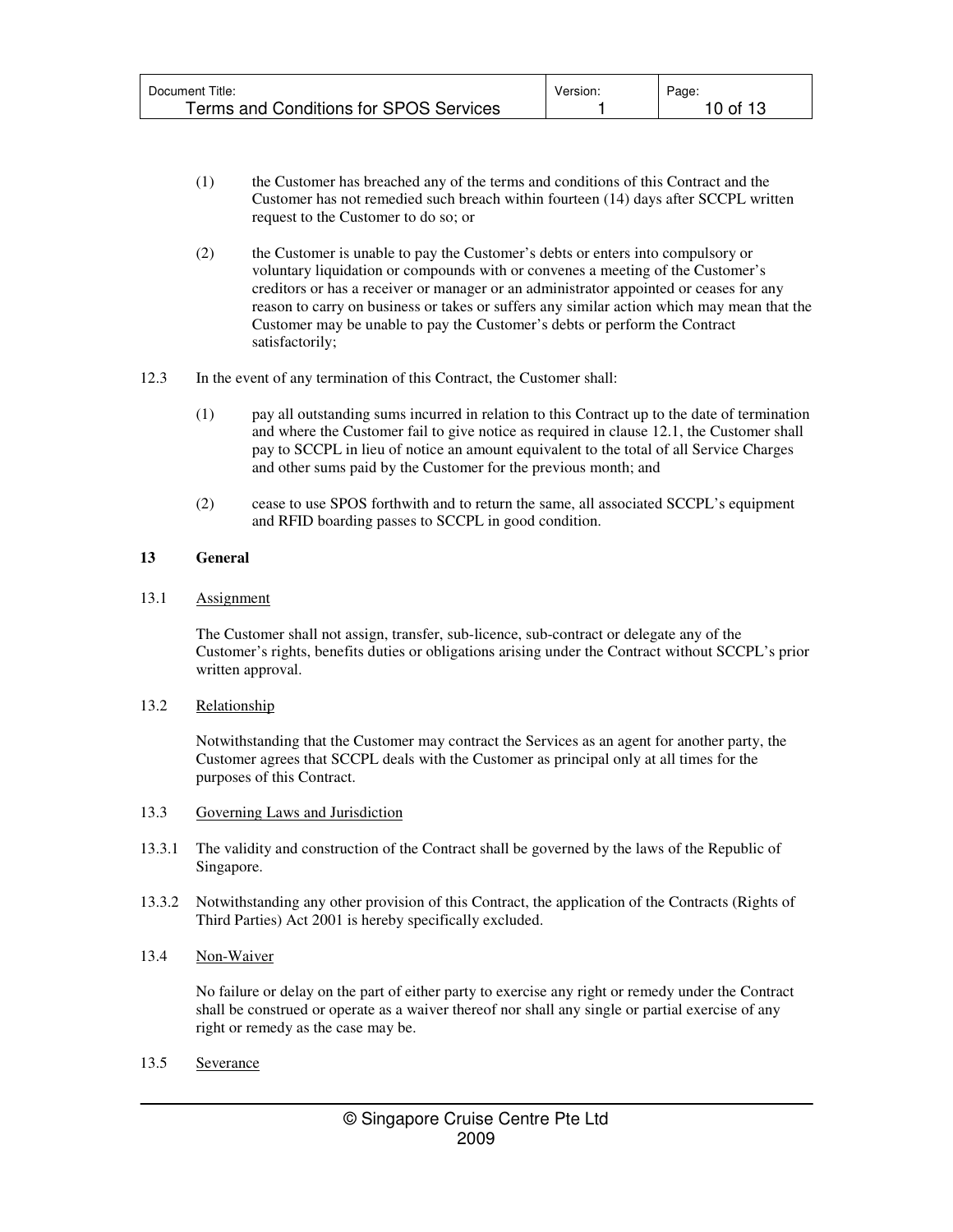(1) the Customer has breached any of the terms and conditions of this Contract and the Customer has not remedied such breach within fourteen (14) days after SCCPL written request to the Customer to do so; or

(2) the Customer is unable to pay the Customer's debts or enters into compulsory or voluntary liquidation or compounds with or convenes a meeting of the Customer's creditors or has a receiver or manager or an administrator appointed or ceases for any reason to carry on business or takes or suffers any similar action which may mean that the Customer may be unable to pay the Customer's debts or perform the Contract satisfactorily;

12.3 In the event of any termination of this Contract, the Customer shall:

(1) pay all outstanding sums incurred in relation to this Contract up to the date of termination and where the Customer fail to give notice as required in clause 12.1, the Customer shall pay to SCCPL in lieu of notice an amount equivalent to the total of all Service Charges and other sums paid by the Customer for the previous month; and

(2) cease to use SPOS forthwith and to return the same, all associated SCCPL's equipment and RFID boarding passes to SCCPL in good condition.

**13 General**

13.1 Assignment

The Customer shall not assign, transfer, sub-licence, sub-contract or delegate any of the Customer's rights, benefits duties or obligations arising under the Contract without SCCPL's prior written approval.

13.2 Relationship

Notwithstanding that the Customer may contract the Services as an agent for another party, the Customer agrees that SCCPL deals with the Customer as principal only at all times for the purposes of this Contract.

13.3 Governing Laws and Jurisdiction

13.3.1 The validity and construction of the Contract shall be governed by the laws of the Republic of Singapore.

13.3.2 Notwithstanding any other provision of this Contract, the application of the Contracts (Rights of Third Parties) Act 2001 is hereby specifically excluded.

13.4 Non-Waiver

No failure or delay on the part of either party to exercise any right or remedy under the Contract shall be construed or operate as a waiver thereof nor shall any single or partial exercise of any right or remedy as the case may be.

13.5 Severance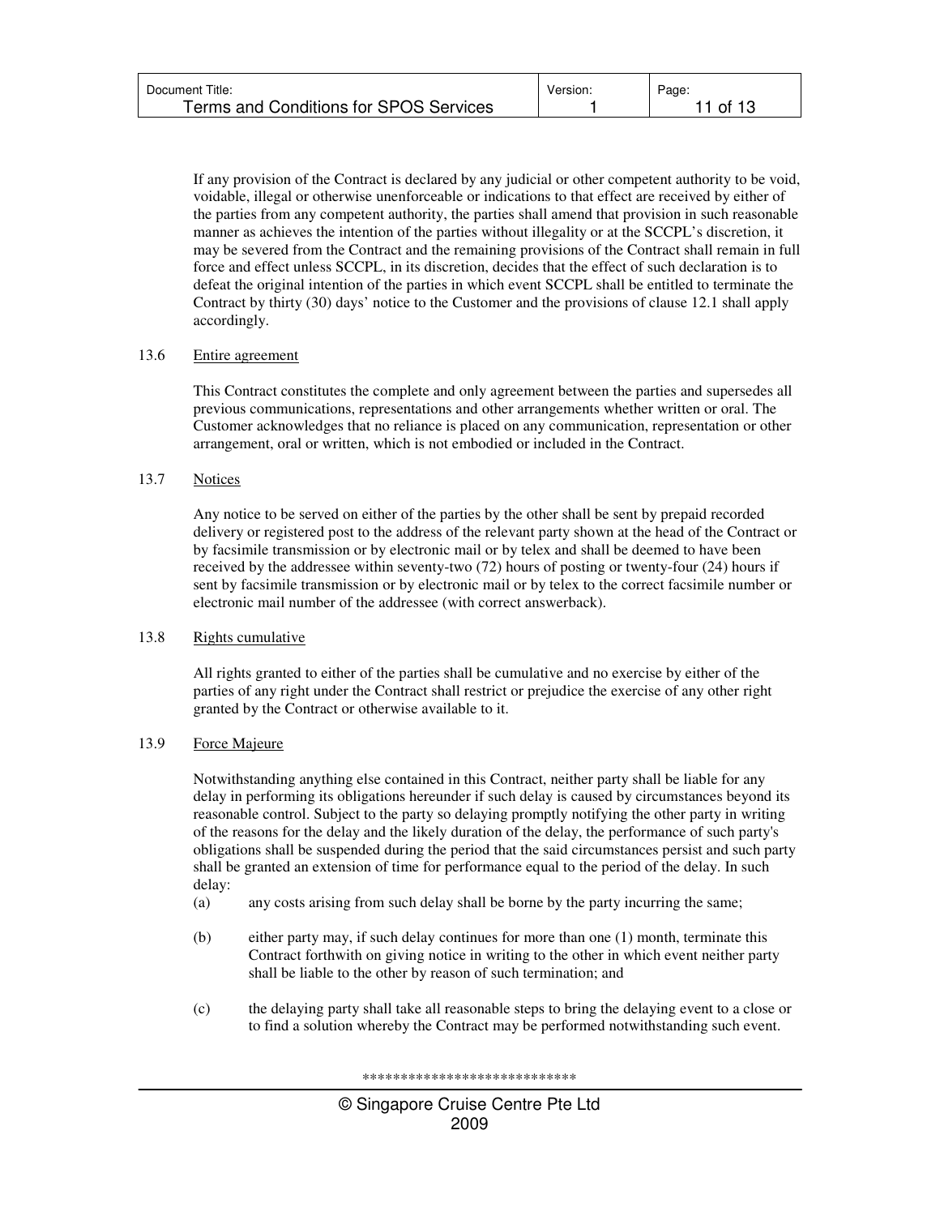If any provision of the Contract is declared by any judicial or other competent authority to be void, voidable, illegal or otherwise unenforceable or indications to that effect are received by either of the parties from any competent authority, the parties shall amend that provision in such reasonable manner as achieves the intention of the parties without illegality or at the SCCPL's discretion, it may be severed from the Contract and the remaining provisions of the Contract shall remain in full force and effect unless SCCPL, in its discretion, decides that the effect of such declaration is to defeat the original intention of the parties in which event SCCPL shall be entitled to terminate the Contract by thirty (30) days' notice to the Customer and the provisions of clause 12.1 shall apply accordingly.

13.6 Entire agreement

This Contract constitutes the complete and only agreement between the parties and supersedes all previous communications, representations and other arrangements whether written or oral. The Customer acknowledges that no reliance is placed on any communication, representation or other arrangement, oral or written, which is not embodied or included in the Contract.

13.7 Notices

Any notice to be served on either of the parties by the other shall be sent by prepaid recorded delivery or registered post to the address of the relevant party shown at the head of the Contract or by facsimile transmission or by electronic mail or by telex and shall be deemed to have been received by the addressee within seventy-two (72) hours of posting or twenty-four (24) hours if sent by facsimile transmission or by electronic mail or by telex to the correct facsimile number or electronic mail number of the addressee (with correct answerback).

13.8 Rights cumulative

All rights granted to either of the parties shall be cumulative and no exercise by either of the parties of any right under the Contract shall restrict or prejudice the exercise of any other right granted by the Contract or otherwise available to it.

13.9 Force Majeure

Notwithstanding anything else contained in this Contract, neither party shall be liable for any delay in performing its obligations hereunder if such delay is caused by circumstances beyond its reasonable control. Subject to the party so delaying promptly notifying the other party in writing of the reasons for the delay and the likely duration of the delay, the performance of such party's obligations shall be suspended during the period that the said circumstances persist and such party shall be granted an extension of time for performance equal to the period of the delay. In such delay:

(a) any costs arising from such delay shall be borne by the party incurring the same;

(b) either party may, if such delay continues for more than one (1) month, terminate this Contract forthwith on giving notice in writing to the other in which event neither party shall be liable to the other by reason of such termination; and

(c) the delaying party shall take all reasonable steps to bring the delaying event to a close or to find a solution whereby the Contract may be performed notwithstanding such event.

****************************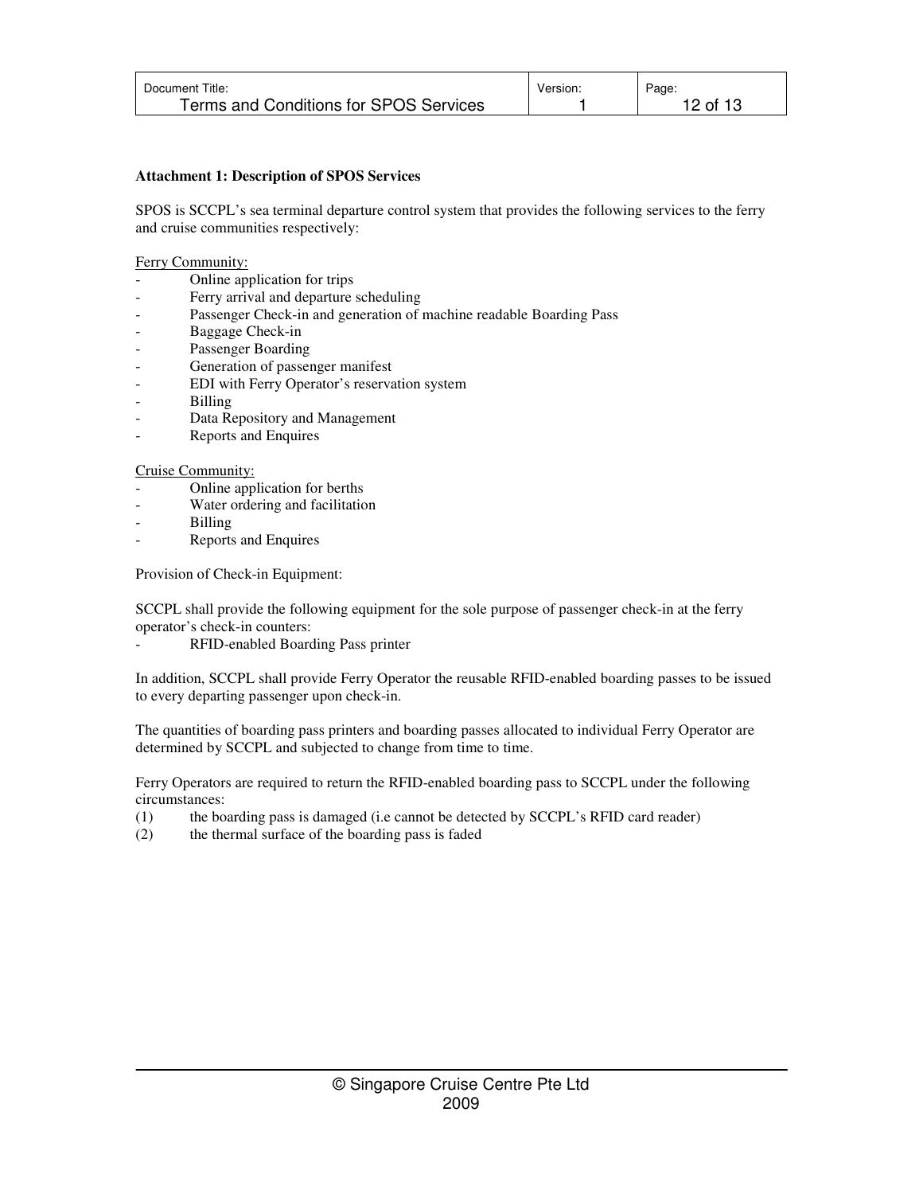**Attachment 1: Description of SPOS Services**

SPOS is SCCPL's sea terminal departure control system that provides the following services to the ferry and cruise communities respectively:

Ferry Community:

- Online application for trips
- Ferry arrival and departure scheduling
- Passenger Check-in and generation of machine readable Boarding Pass
- Baggage Check-in
- Passenger Boarding
- Generation of passenger manifest
- EDI with Ferry Operator's reservation system
- Billing
- Data Repository and Management
- Reports and Enquires

Cruise Community:

- Online application for berths
- Water ordering and facilitation
- Billing
- Reports and Enquires

Provision of Check-in Equipment:

SCCPL shall provide the following equipment for the sole purpose of passenger check-in at the ferry operator's check-in counters:

- RFID-enabled Boarding Pass printer

In addition, SCCPL shall provide Ferry Operator the reusable RFID-enabled boarding passes to be issued to every departing passenger upon check-in.

The quantities of boarding pass printers and boarding passes allocated to individual Ferry Operator are determined by SCCPL and subjected to change from time to time.

Ferry Operators are required to return the RFID-enabled boarding pass to SCCPL under the following circumstances:

(1) the boarding pass is damaged (i.e cannot be detected by SCCPL's RFID card reader)
(2) the thermal surface of the boarding pass is faded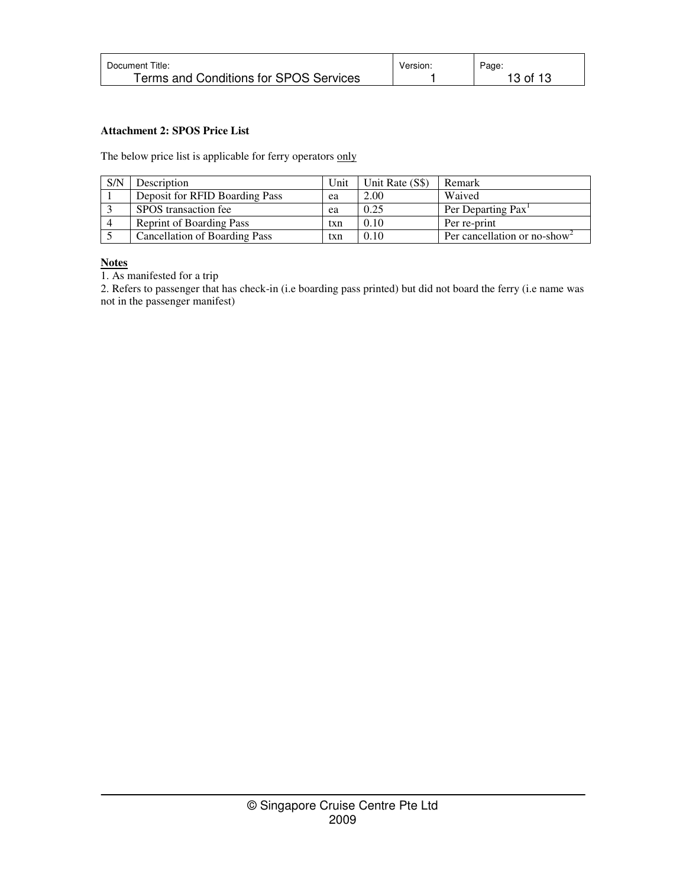**Attachment 2: SPOS Price List**

The below price list is applicable for ferry operators <u>only</u>

| S/N | Description | Unit | Unit Rate (S$) | Remark |
|---|---|---|---|---|
| 1 | Deposit for RFID Boarding Pass | ea | 2.00 | Waived |
| 3 | SPOS transaction fee | ea | 0.25 | Per Departing Pax[1] |
| 4 | Reprint of Boarding Pass | txn | 0.10 | Per re-print |
| 5 | Cancellation of Boarding Pass | txn | 0.10 | Per cancellation or no-show[2] |

**<u>Notes</u>**

1. As manifested for a trip
2. Refers to passenger that has check-in (i.e boarding pass printed) but did not board the ferry (i.e name was not in the passenger manifest)